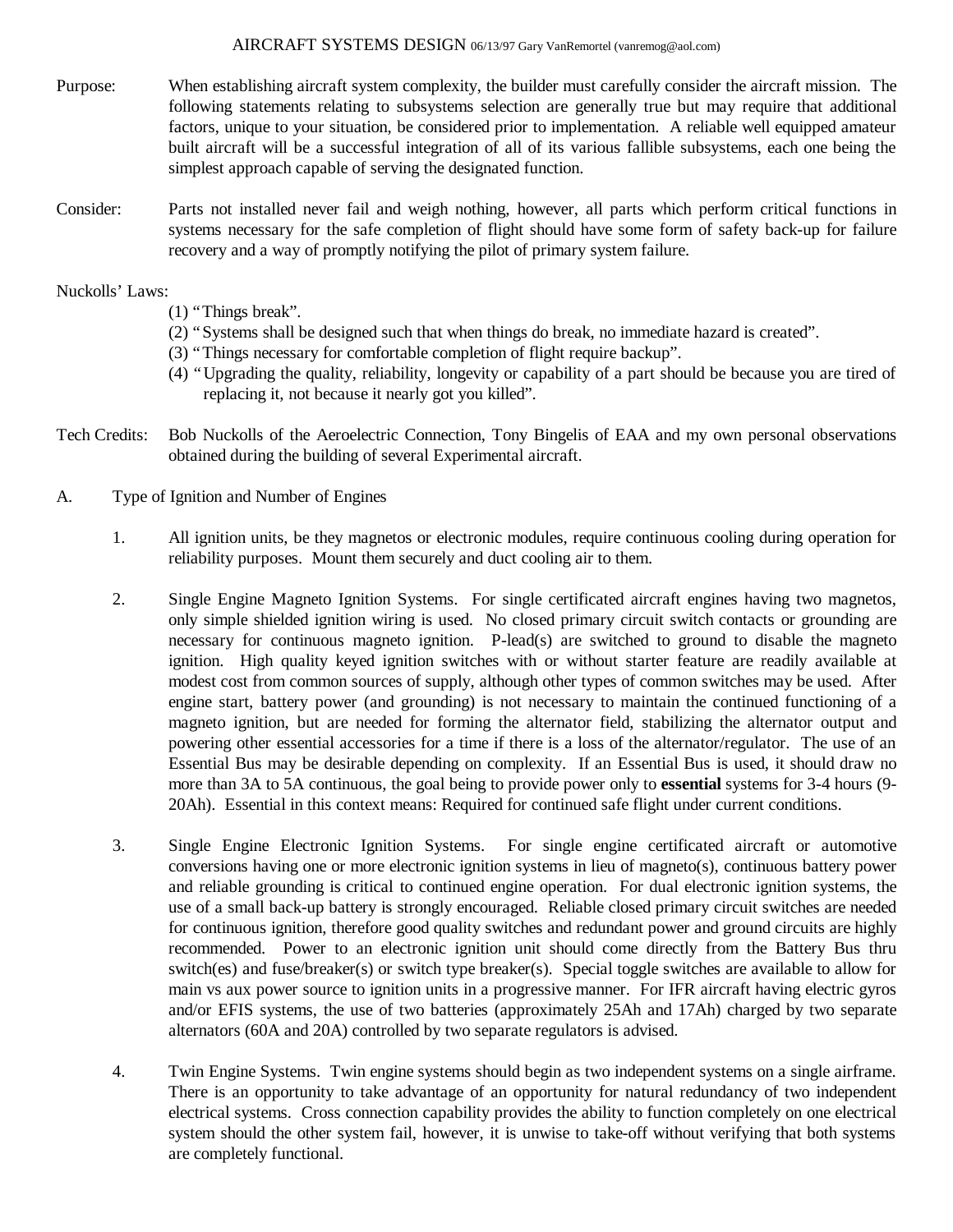# AIRCRAFT SYSTEMS DESIGN 06/13/97 Gary VanRemortel (vanremog@aol.com)

**Purpose:** When establishing aircraft system complexity, the builder must carefully consider the aircraft mission. The following statements relating to subsystems selection are generally true but may require that additional factors, unique to your situation, be considered prior to implementation. A reliable well equipped amateur built aircraft will be a successful integration of all of its various fallible subsystems, each one being the simplest approach capable of serving the designated function.

**Consider:** Parts not installed never fail and weigh nothing, however, all parts which perform critical functions in systems necessary for the safe completion of flight should have some form of safety back-up for failure recovery and a way of promptly notifying the pilot of primary system failure.

**Nuckolls' Laws:**

(1) "Things break".
(2) "Systems shall be designed such that when things do break, no immediate hazard is created".
(3) "Things necessary for comfortable completion of flight require backup".
(4) "Upgrading the quality, reliability, longevity or capability of a part should be because you are tired of replacing it, not because it nearly got you killed".

**Tech Credits:** Bob Nuckolls of the Aeroelectric Connection, Tony Bingelis of EAA and my own personal observations obtained during the building of several Experimental aircraft.

## A. Type of Ignition and Number of Engines

1. All ignition units, be they magnetos or electronic modules, require continuous cooling during operation for reliability purposes. Mount them securely and duct cooling air to them.

2. Single Engine Magneto Ignition Systems. For single certificated aircraft engines having two magnetos, only simple shielded ignition wiring is used. No closed primary circuit switch contacts or grounding are necessary for continuous magneto ignition. P-lead(s) are switched to ground to disable the magneto ignition. High quality keyed ignition switches with or without starter feature are readily available at modest cost from common sources of supply, although other types of common switches may be used. After engine start, battery power (and grounding) is not necessary to maintain the continued functioning of a magneto ignition, but are needed for forming the alternator field, stabilizing the alternator output and powering other essential accessories for a time if there is a loss of the alternator/regulator. The use of an Essential Bus may be desirable depending on complexity. If an Essential Bus is used, it should draw no more than 3A to 5A continuous, the goal being to provide power only to **essential** systems for 3-4 hours (9-20Ah). Essential in this context means: Required for continued safe flight under current conditions.

3. Single Engine Electronic Ignition Systems. For single engine certificated aircraft or automotive conversions having one or more electronic ignition systems in lieu of magneto(s), continuous battery power and reliable grounding is critical to continued engine operation. For dual electronic ignition systems, the use of a small back-up battery is strongly encouraged. Reliable closed primary circuit switches are needed for continuous ignition, therefore good quality switches and redundant power and ground circuits are highly recommended. Power to an electronic ignition unit should come directly from the Battery Bus thru switch(es) and fuse/breaker(s) or switch type breaker(s). Special toggle switches are available to allow for main vs aux power source to ignition units in a progressive manner. For IFR aircraft having electric gyros and/or EFIS systems, the use of two batteries (approximately 25Ah and 17Ah) charged by two separate alternators (60A and 20A) controlled by two separate regulators is advised.

4. Twin Engine Systems. Twin engine systems should begin as two independent systems on a single airframe. There is an opportunity to take advantage of an opportunity for natural redundancy of two independent electrical systems. Cross connection capability provides the ability to function completely on one electrical system should the other system fail, however, it is unwise to take-off without verifying that both systems are completely functional.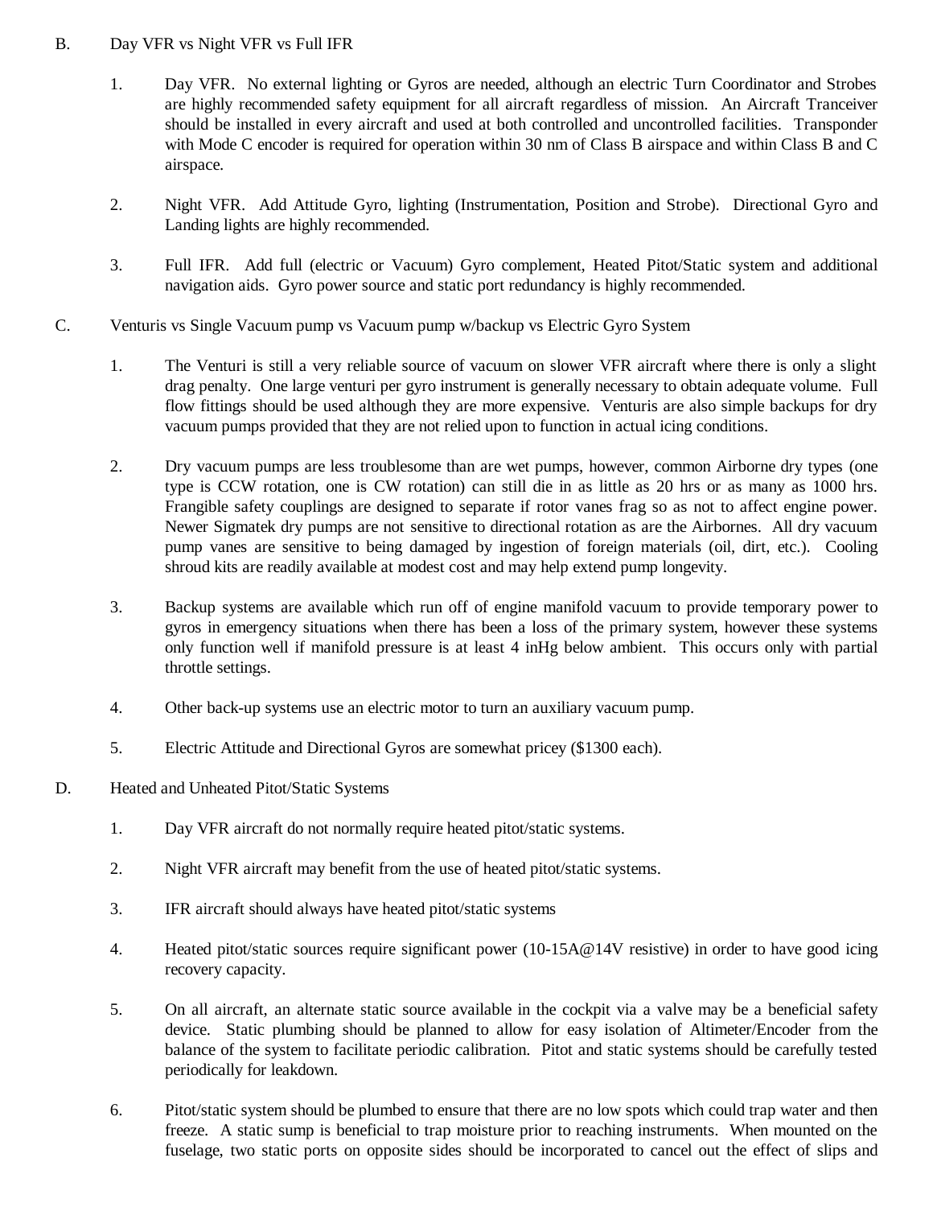B. Day VFR vs Night VFR vs Full IFR

1. Day VFR. No external lighting or Gyros are needed, although an electric Turn Coordinator and Strobes are highly recommended safety equipment for all aircraft regardless of mission. An Aircraft Tranceiver should be installed in every aircraft and used at both controlled and uncontrolled facilities. Transponder with Mode C encoder is required for operation within 30 nm of Class B airspace and within Class B and C airspace.

2. Night VFR. Add Attitude Gyro, lighting (Instrumentation, Position and Strobe). Directional Gyro and Landing lights are highly recommended.

3. Full IFR. Add full (electric or Vacuum) Gyro complement, Heated Pitot/Static system and additional navigation aids. Gyro power source and static port redundancy is highly recommended.

C. Venturis vs Single Vacuum pump vs Vacuum pump w/backup vs Electric Gyro System

1. The Venturi is still a very reliable source of vacuum on slower VFR aircraft where there is only a slight drag penalty. One large venturi per gyro instrument is generally necessary to obtain adequate volume. Full flow fittings should be used although they are more expensive. Venturis are also simple backups for dry vacuum pumps provided that they are not relied upon to function in actual icing conditions.

2. Dry vacuum pumps are less troublesome than are wet pumps, however, common Airborne dry types (one type is CCW rotation, one is CW rotation) can still die in as little as 20 hrs or as many as 1000 hrs. Frangible safety couplings are designed to separate if rotor vanes frag so as not to affect engine power. Newer Sigmatek dry pumps are not sensitive to directional rotation as are the Airbornes. All dry vacuum pump vanes are sensitive to being damaged by ingestion of foreign materials (oil, dirt, etc.). Cooling shroud kits are readily available at modest cost and may help extend pump longevity.

3. Backup systems are available which run off of engine manifold vacuum to provide temporary power to gyros in emergency situations when there has been a loss of the primary system, however these systems only function well if manifold pressure is at least 4 inHg below ambient. This occurs only with partial throttle settings.

4. Other back-up systems use an electric motor to turn an auxiliary vacuum pump.

5. Electric Attitude and Directional Gyros are somewhat pricey ($1300 each).

D. Heated and Unheated Pitot/Static Systems

1. Day VFR aircraft do not normally require heated pitot/static systems.

2. Night VFR aircraft may benefit from the use of heated pitot/static systems.

3. IFR aircraft should always have heated pitot/static systems

4. Heated pitot/static sources require significant power (10-15A@14V resistive) in order to have good icing recovery capacity.

5. On all aircraft, an alternate static source available in the cockpit via a valve may be a beneficial safety device. Static plumbing should be planned to allow for easy isolation of Altimeter/Encoder from the balance of the system to facilitate periodic calibration. Pitot and static systems should be carefully tested periodically for leakdown.

6. Pitot/static system should be plumbed to ensure that there are no low spots which could trap water and then freeze. A static sump is beneficial to trap moisture prior to reaching instruments. When mounted on the fuselage, two static ports on opposite sides should be incorporated to cancel out the effect of slips and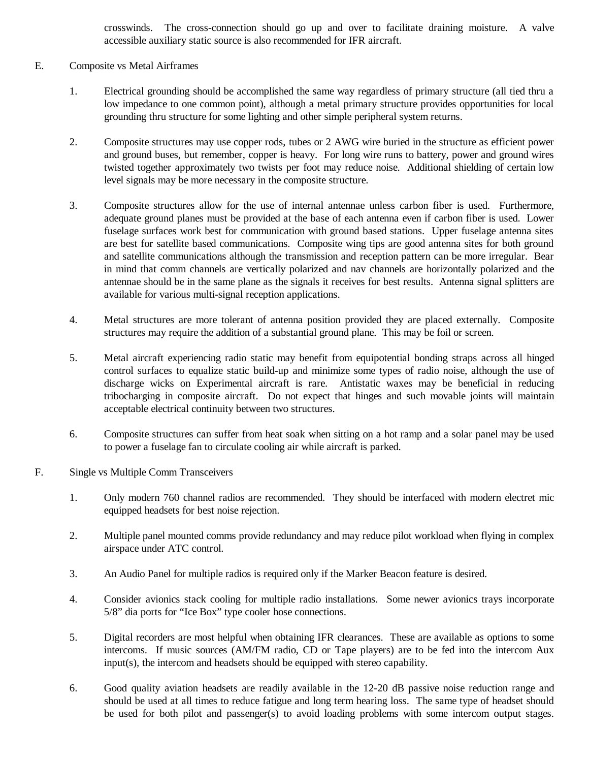crosswinds. The cross-connection should go up and over to facilitate draining moisture. A valve accessible auxiliary static source is also recommended for IFR aircraft.

E. Composite vs Metal Airframes

1. Electrical grounding should be accomplished the same way regardless of primary structure (all tied thru a low impedance to one common point), although a metal primary structure provides opportunities for local grounding thru structure for some lighting and other simple peripheral system returns.

2. Composite structures may use copper rods, tubes or 2 AWG wire buried in the structure as efficient power and ground buses, but remember, copper is heavy. For long wire runs to battery, power and ground wires twisted together approximately two twists per foot may reduce noise. Additional shielding of certain low level signals may be more necessary in the composite structure.

3. Composite structures allow for the use of internal antennae unless carbon fiber is used. Furthermore, adequate ground planes must be provided at the base of each antenna even if carbon fiber is used. Lower fuselage surfaces work best for communication with ground based stations. Upper fuselage antenna sites are best for satellite based communications. Composite wing tips are good antenna sites for both ground and satellite communications although the transmission and reception pattern can be more irregular. Bear in mind that comm channels are vertically polarized and nav channels are horizontally polarized and the antennae should be in the same plane as the signals it receives for best results. Antenna signal splitters are available for various multi-signal reception applications.

4. Metal structures are more tolerant of antenna position provided they are placed externally. Composite structures may require the addition of a substantial ground plane. This may be foil or screen.

5. Metal aircraft experiencing radio static may benefit from equipotential bonding straps across all hinged control surfaces to equalize static build-up and minimize some types of radio noise, although the use of discharge wicks on Experimental aircraft is rare. Antistatic waxes may be beneficial in reducing tribocharging in composite aircraft. Do not expect that hinges and such movable joints will maintain acceptable electrical continuity between two structures.

6. Composite structures can suffer from heat soak when sitting on a hot ramp and a solar panel may be used to power a fuselage fan to circulate cooling air while aircraft is parked.

F. Single vs Multiple Comm Transceivers

1. Only modern 760 channel radios are recommended. They should be interfaced with modern electret mic equipped headsets for best noise rejection.

2. Multiple panel mounted comms provide redundancy and may reduce pilot workload when flying in complex airspace under ATC control.

3. An Audio Panel for multiple radios is required only if the Marker Beacon feature is desired.

4. Consider avionics stack cooling for multiple radio installations. Some newer avionics trays incorporate 5/8" dia ports for "Ice Box" type cooler hose connections.

5. Digital recorders are most helpful when obtaining IFR clearances. These are available as options to some intercoms. If music sources (AM/FM radio, CD or Tape players) are to be fed into the intercom Aux input(s), the intercom and headsets should be equipped with stereo capability.

6. Good quality aviation headsets are readily available in the 12-20 dB passive noise reduction range and should be used at all times to reduce fatigue and long term hearing loss. The same type of headset should be used for both pilot and passenger(s) to avoid loading problems with some intercom output stages.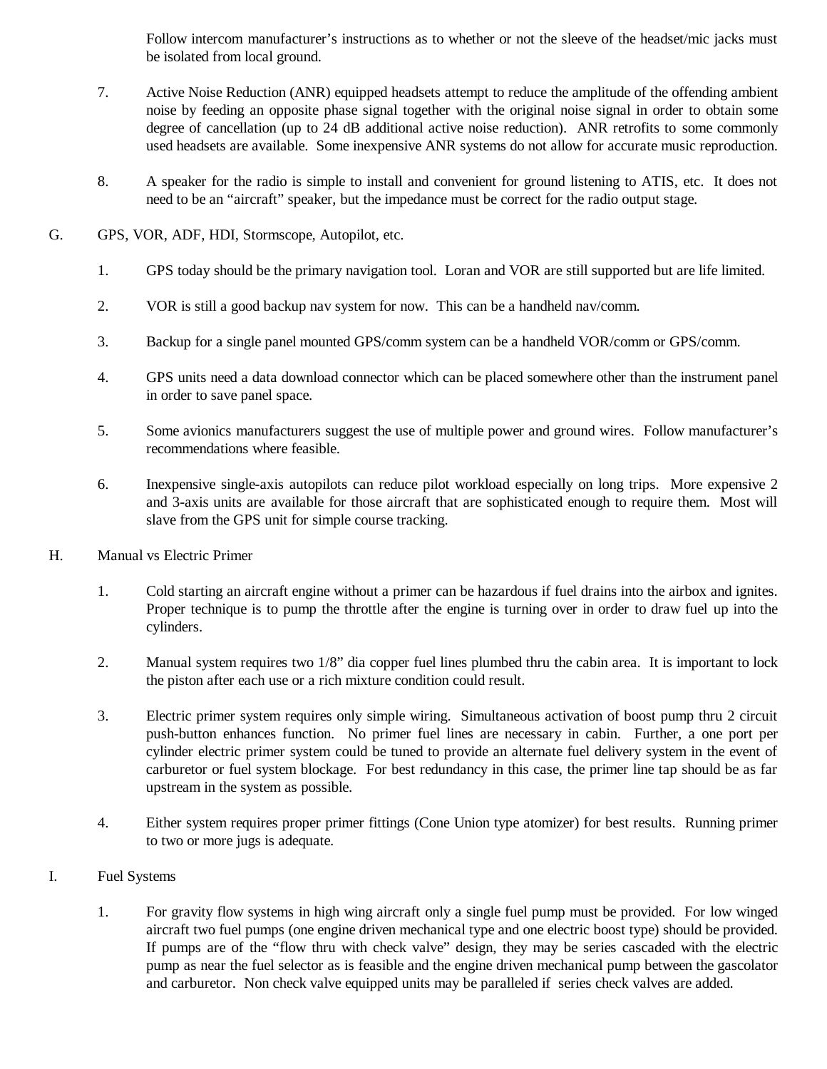Follow intercom manufacturer's instructions as to whether or not the sleeve of the headset/mic jacks must be isolated from local ground.

7. Active Noise Reduction (ANR) equipped headsets attempt to reduce the amplitude of the offending ambient noise by feeding an opposite phase signal together with the original noise signal in order to obtain some degree of cancellation (up to 24 dB additional active noise reduction). ANR retrofits to some commonly used headsets are available. Some inexpensive ANR systems do not allow for accurate music reproduction.

8. A speaker for the radio is simple to install and convenient for ground listening to ATIS, etc. It does not need to be an "aircraft" speaker, but the impedance must be correct for the radio output stage.

G. GPS, VOR, ADF, HDI, Stormscope, Autopilot, etc.

1. GPS today should be the primary navigation tool. Loran and VOR are still supported but are life limited.

2. VOR is still a good backup nav system for now. This can be a handheld nav/comm.

3. Backup for a single panel mounted GPS/comm system can be a handheld VOR/comm or GPS/comm.

4. GPS units need a data download connector which can be placed somewhere other than the instrument panel in order to save panel space.

5. Some avionics manufacturers suggest the use of multiple power and ground wires. Follow manufacturer's recommendations where feasible.

6. Inexpensive single-axis autopilots can reduce pilot workload especially on long trips. More expensive 2 and 3-axis units are available for those aircraft that are sophisticated enough to require them. Most will slave from the GPS unit for simple course tracking.

H. Manual vs Electric Primer

1. Cold starting an aircraft engine without a primer can be hazardous if fuel drains into the airbox and ignites. Proper technique is to pump the throttle after the engine is turning over in order to draw fuel up into the cylinders.

2. Manual system requires two 1/8" dia copper fuel lines plumbed thru the cabin area. It is important to lock the piston after each use or a rich mixture condition could result.

3. Electric primer system requires only simple wiring. Simultaneous activation of boost pump thru 2 circuit push-button enhances function. No primer fuel lines are necessary in cabin. Further, a one port per cylinder electric primer system could be tuned to provide an alternate fuel delivery system in the event of carburetor or fuel system blockage. For best redundancy in this case, the primer line tap should be as far upstream in the system as possible.

4. Either system requires proper primer fittings (Cone Union type atomizer) for best results. Running primer to two or more jugs is adequate.

I. Fuel Systems

1. For gravity flow systems in high wing aircraft only a single fuel pump must be provided. For low winged aircraft two fuel pumps (one engine driven mechanical type and one electric boost type) should be provided. If pumps are of the "flow thru with check valve" design, they may be series cascaded with the electric pump as near the fuel selector as is feasible and the engine driven mechanical pump between the gascolator and carburetor. Non check valve equipped units may be paralleled if series check valves are added.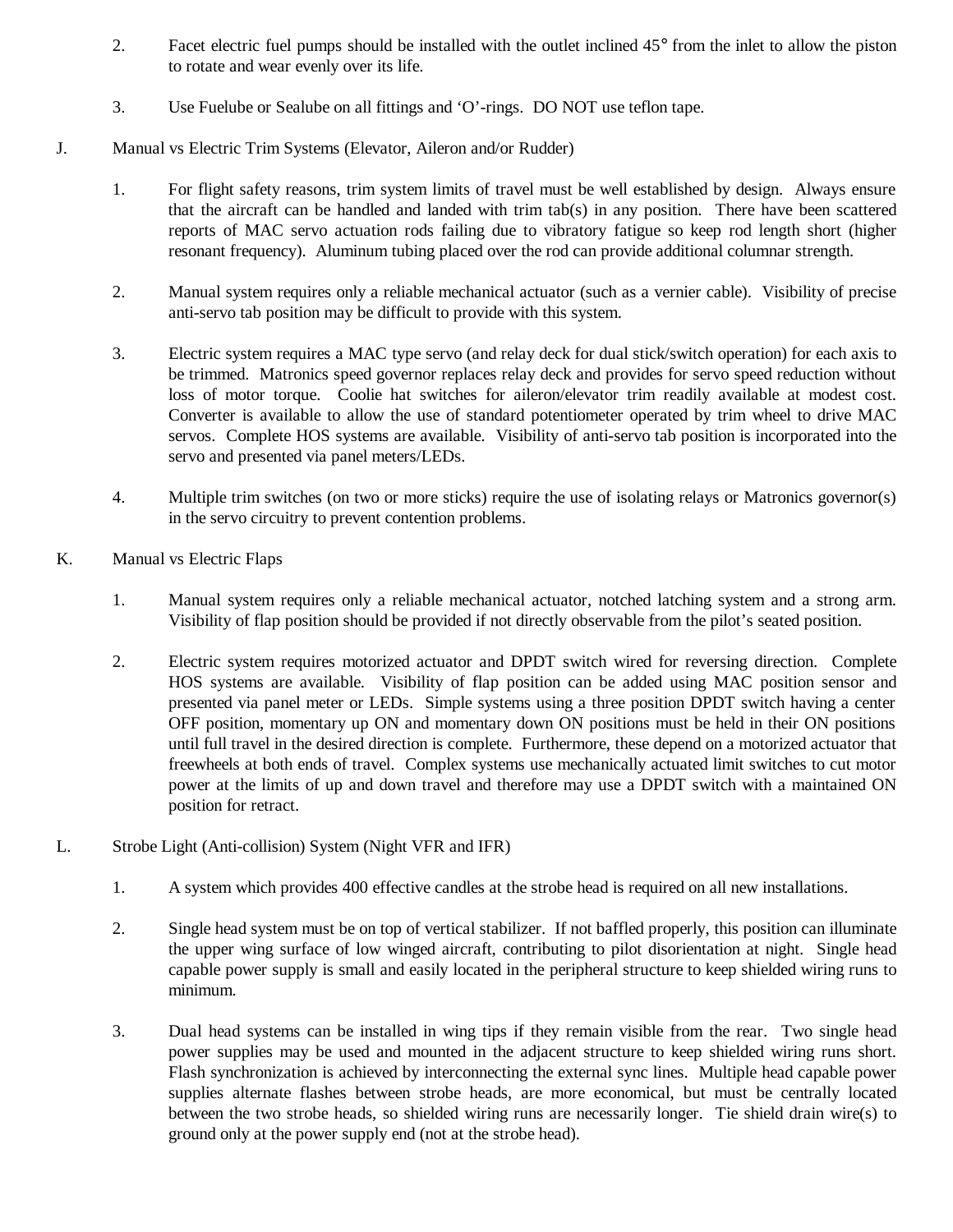2. Facet electric fuel pumps should be installed with the outlet inclined 45° from the inlet to allow the piston to rotate and wear evenly over its life.

3. Use Fuelube or Sealube on all fittings and 'O'-rings. DO NOT use teflon tape.

J. Manual vs Electric Trim Systems (Elevator, Aileron and/or Rudder)

1. For flight safety reasons, trim system limits of travel must be well established by design. Always ensure that the aircraft can be handled and landed with trim tab(s) in any position. There have been scattered reports of MAC servo actuation rods failing due to vibratory fatigue so keep rod length short (higher resonant frequency). Aluminum tubing placed over the rod can provide additional columnar strength.

2. Manual system requires only a reliable mechanical actuator (such as a vernier cable). Visibility of precise anti-servo tab position may be difficult to provide with this system.

3. Electric system requires a MAC type servo (and relay deck for dual stick/switch operation) for each axis to be trimmed. Matronics speed governor replaces relay deck and provides for servo speed reduction without loss of motor torque. Coolie hat switches for aileron/elevator trim readily available at modest cost. Converter is available to allow the use of standard potentiometer operated by trim wheel to drive MAC servos. Complete HOS systems are available. Visibility of anti-servo tab position is incorporated into the servo and presented via panel meters/LEDs.

4. Multiple trim switches (on two or more sticks) require the use of isolating relays or Matronics governor(s) in the servo circuitry to prevent contention problems.

K. Manual vs Electric Flaps

1. Manual system requires only a reliable mechanical actuator, notched latching system and a strong arm. Visibility of flap position should be provided if not directly observable from the pilot's seated position.

2. Electric system requires motorized actuator and DPDT switch wired for reversing direction. Complete HOS systems are available. Visibility of flap position can be added using MAC position sensor and presented via panel meter or LEDs. Simple systems using a three position DPDT switch having a center OFF position, momentary up ON and momentary down ON positions must be held in their ON positions until full travel in the desired direction is complete. Furthermore, these depend on a motorized actuator that freewheels at both ends of travel. Complex systems use mechanically actuated limit switches to cut motor power at the limits of up and down travel and therefore may use a DPDT switch with a maintained ON position for retract.

L. Strobe Light (Anti-collision) System (Night VFR and IFR)

1. A system which provides 400 effective candles at the strobe head is required on all new installations.

2. Single head system must be on top of vertical stabilizer. If not baffled properly, this position can illuminate the upper wing surface of low winged aircraft, contributing to pilot disorientation at night. Single head capable power supply is small and easily located in the peripheral structure to keep shielded wiring runs to minimum.

3. Dual head systems can be installed in wing tips if they remain visible from the rear. Two single head power supplies may be used and mounted in the adjacent structure to keep shielded wiring runs short. Flash synchronization is achieved by interconnecting the external sync lines. Multiple head capable power supplies alternate flashes between strobe heads, are more economical, but must be centrally located between the two strobe heads, so shielded wiring runs are necessarily longer. Tie shield drain wire(s) to ground only at the power supply end (not at the strobe head).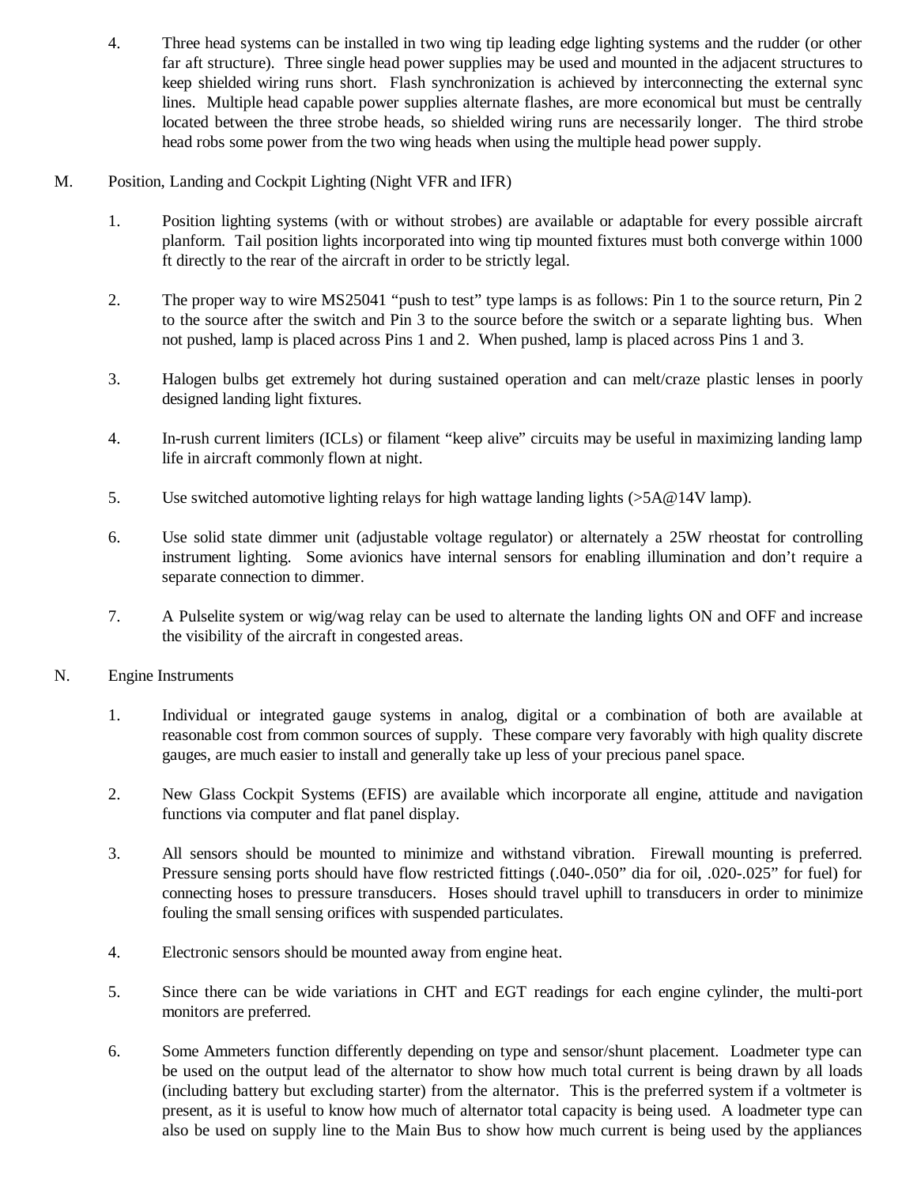4. Three head systems can be installed in two wing tip leading edge lighting systems and the rudder (or other far aft structure). Three single head power supplies may be used and mounted in the adjacent structures to keep shielded wiring runs short. Flash synchronization is achieved by interconnecting the external sync lines. Multiple head capable power supplies alternate flashes, are more economical but must be centrally located between the three strobe heads, so shielded wiring runs are necessarily longer. The third strobe head robs some power from the two wing heads when using the multiple head power supply.

M. Position, Landing and Cockpit Lighting (Night VFR and IFR)

1. Position lighting systems (with or without strobes) are available or adaptable for every possible aircraft planform. Tail position lights incorporated into wing tip mounted fixtures must both converge within 1000 ft directly to the rear of the aircraft in order to be strictly legal.

2. The proper way to wire MS25041 "push to test" type lamps is as follows: Pin 1 to the source return, Pin 2 to the source after the switch and Pin 3 to the source before the switch or a separate lighting bus. When not pushed, lamp is placed across Pins 1 and 2. When pushed, lamp is placed across Pins 1 and 3.

3. Halogen bulbs get extremely hot during sustained operation and can melt/craze plastic lenses in poorly designed landing light fixtures.

4. In-rush current limiters (ICLs) or filament "keep alive" circuits may be useful in maximizing landing lamp life in aircraft commonly flown at night.

5. Use switched automotive lighting relays for high wattage landing lights (>5A@14V lamp).

6. Use solid state dimmer unit (adjustable voltage regulator) or alternately a 25W rheostat for controlling instrument lighting. Some avionics have internal sensors for enabling illumination and don't require a separate connection to dimmer.

7. A Pulselite system or wig/wag relay can be used to alternate the landing lights ON and OFF and increase the visibility of the aircraft in congested areas.

N. Engine Instruments

1. Individual or integrated gauge systems in analog, digital or a combination of both are available at reasonable cost from common sources of supply. These compare very favorably with high quality discrete gauges, are much easier to install and generally take up less of your precious panel space.

2. New Glass Cockpit Systems (EFIS) are available which incorporate all engine, attitude and navigation functions via computer and flat panel display.

3. All sensors should be mounted to minimize and withstand vibration. Firewall mounting is preferred. Pressure sensing ports should have flow restricted fittings (.040-.050" dia for oil, .020-.025" for fuel) for connecting hoses to pressure transducers. Hoses should travel uphill to transducers in order to minimize fouling the small sensing orifices with suspended particulates.

4. Electronic sensors should be mounted away from engine heat.

5. Since there can be wide variations in CHT and EGT readings for each engine cylinder, the multi-port monitors are preferred.

6. Some Ammeters function differently depending on type and sensor/shunt placement. Loadmeter type can be used on the output lead of the alternator to show how much total current is being drawn by all loads (including battery but excluding starter) from the alternator. This is the preferred system if a voltmeter is present, as it is useful to know how much of alternator total capacity is being used. A loadmeter type can also be used on supply line to the Main Bus to show how much current is being used by the appliances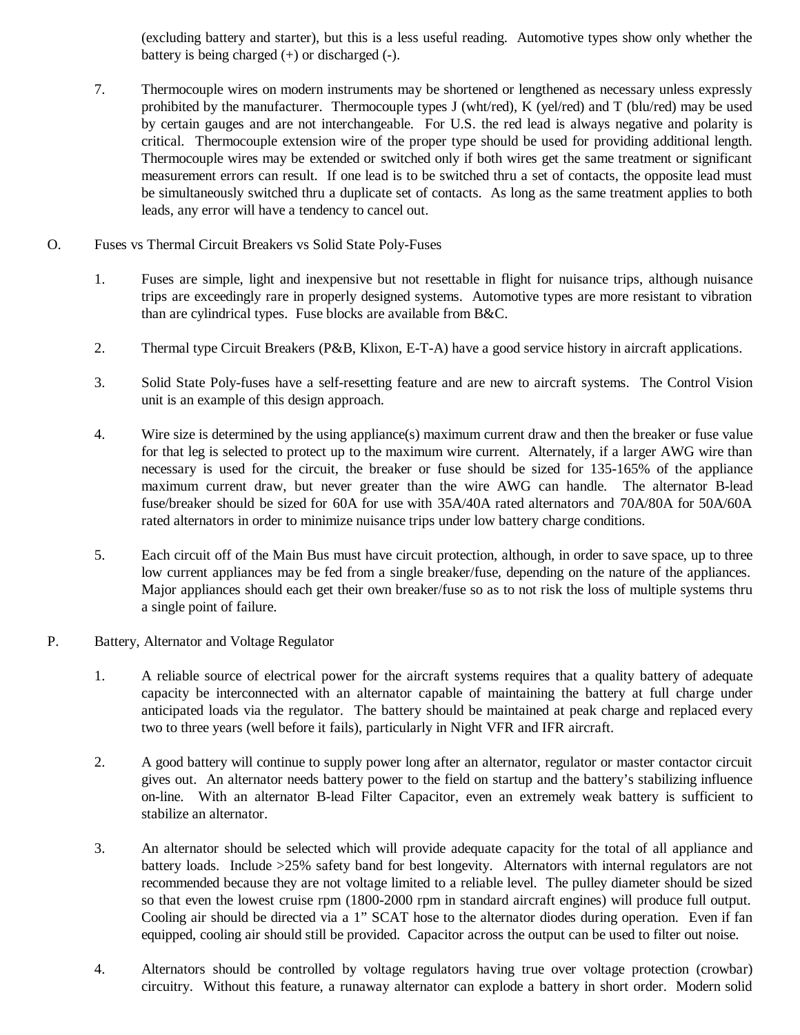(excluding battery and starter), but this is a less useful reading. Automotive types show only whether the battery is being charged (+) or discharged (-).

7. Thermocouple wires on modern instruments may be shortened or lengthened as necessary unless expressly prohibited by the manufacturer. Thermocouple types J (wht/red), K (yel/red) and T (blu/red) may be used by certain gauges and are not interchangeable. For U.S. the red lead is always negative and polarity is critical. Thermocouple extension wire of the proper type should be used for providing additional length. Thermocouple wires may be extended or switched only if both wires get the same treatment or significant measurement errors can result. If one lead is to be switched thru a set of contacts, the opposite lead must be simultaneously switched thru a duplicate set of contacts. As long as the same treatment applies to both leads, any error will have a tendency to cancel out.

O. Fuses vs Thermal Circuit Breakers vs Solid State Poly-Fuses

1. Fuses are simple, light and inexpensive but not resettable in flight for nuisance trips, although nuisance trips are exceedingly rare in properly designed systems. Automotive types are more resistant to vibration than are cylindrical types. Fuse blocks are available from B&C.

2. Thermal type Circuit Breakers (P&B, Klixon, E-T-A) have a good service history in aircraft applications.

3. Solid State Poly-fuses have a self-resetting feature and are new to aircraft systems. The Control Vision unit is an example of this design approach.

4. Wire size is determined by the using appliance(s) maximum current draw and then the breaker or fuse value for that leg is selected to protect up to the maximum wire current. Alternately, if a larger AWG wire than necessary is used for the circuit, the breaker or fuse should be sized for 135-165% of the appliance maximum current draw, but never greater than the wire AWG can handle. The alternator B-lead fuse/breaker should be sized for 60A for use with 35A/40A rated alternators and 70A/80A for 50A/60A rated alternators in order to minimize nuisance trips under low battery charge conditions.

5. Each circuit off of the Main Bus must have circuit protection, although, in order to save space, up to three low current appliances may be fed from a single breaker/fuse, depending on the nature of the appliances. Major appliances should each get their own breaker/fuse so as to not risk the loss of multiple systems thru a single point of failure.

P. Battery, Alternator and Voltage Regulator

1. A reliable source of electrical power for the aircraft systems requires that a quality battery of adequate capacity be interconnected with an alternator capable of maintaining the battery at full charge under anticipated loads via the regulator. The battery should be maintained at peak charge and replaced every two to three years (well before it fails), particularly in Night VFR and IFR aircraft.

2. A good battery will continue to supply power long after an alternator, regulator or master contactor circuit gives out. An alternator needs battery power to the field on startup and the battery's stabilizing influence on-line. With an alternator B-lead Filter Capacitor, even an extremely weak battery is sufficient to stabilize an alternator.

3. An alternator should be selected which will provide adequate capacity for the total of all appliance and battery loads. Include >25% safety band for best longevity. Alternators with internal regulators are not recommended because they are not voltage limited to a reliable level. The pulley diameter should be sized so that even the lowest cruise rpm (1800-2000 rpm in standard aircraft engines) will produce full output. Cooling air should be directed via a 1" SCAT hose to the alternator diodes during operation. Even if fan equipped, cooling air should still be provided. Capacitor across the output can be used to filter out noise.

4. Alternators should be controlled by voltage regulators having true over voltage protection (crowbar) circuitry. Without this feature, a runaway alternator can explode a battery in short order. Modern solid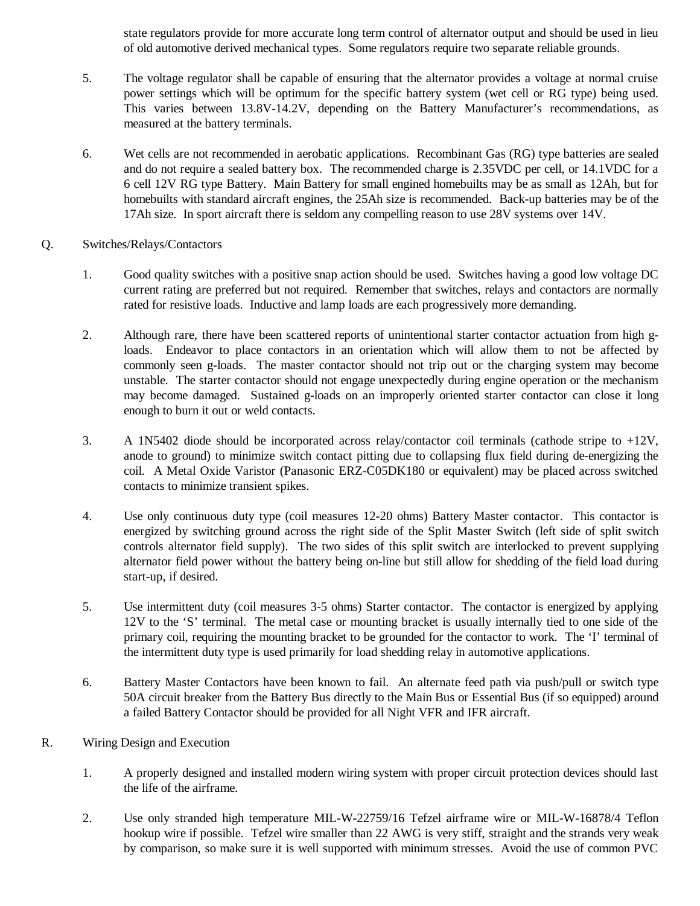state regulators provide for more accurate long term control of alternator output and should be used in lieu of old automotive derived mechanical types. Some regulators require two separate reliable grounds.

5. The voltage regulator shall be capable of ensuring that the alternator provides a voltage at normal cruise power settings which will be optimum for the specific battery system (wet cell or RG type) being used. This varies between 13.8V-14.2V, depending on the Battery Manufacturer's recommendations, as measured at the battery terminals.

6. Wet cells are not recommended in aerobatic applications. Recombinant Gas (RG) type batteries are sealed and do not require a sealed battery box. The recommended charge is 2.35VDC per cell, or 14.1VDC for a 6 cell 12V RG type Battery. Main Battery for small engined homebuilts may be as small as 12Ah, but for homebuilts with standard aircraft engines, the 25Ah size is recommended. Back-up batteries may be of the 17Ah size. In sport aircraft there is seldom any compelling reason to use 28V systems over 14V.

Q. Switches/Relays/Contactors

1. Good quality switches with a positive snap action should be used. Switches having a good low voltage DC current rating are preferred but not required. Remember that switches, relays and contactors are normally rated for resistive loads. Inductive and lamp loads are each progressively more demanding.

2. Although rare, there have been scattered reports of unintentional starter contactor actuation from high g-loads. Endeavor to place contactors in an orientation which will allow them to not be affected by commonly seen g-loads. The master contactor should not trip out or the charging system may become unstable. The starter contactor should not engage unexpectedly during engine operation or the mechanism may become damaged. Sustained g-loads on an improperly oriented starter contactor can close it long enough to burn it out or weld contacts.

3. A 1N5402 diode should be incorporated across relay/contactor coil terminals (cathode stripe to +12V, anode to ground) to minimize switch contact pitting due to collapsing flux field during de-energizing the coil. A Metal Oxide Varistor (Panasonic ERZ-C05DK180 or equivalent) may be placed across switched contacts to minimize transient spikes.

4. Use only continuous duty type (coil measures 12-20 ohms) Battery Master contactor. This contactor is energized by switching ground across the right side of the Split Master Switch (left side of split switch controls alternator field supply). The two sides of this split switch are interlocked to prevent supplying alternator field power without the battery being on-line but still allow for shedding of the field load during start-up, if desired.

5. Use intermittent duty (coil measures 3-5 ohms) Starter contactor. The contactor is energized by applying 12V to the 'S' terminal. The metal case or mounting bracket is usually internally tied to one side of the primary coil, requiring the mounting bracket to be grounded for the contactor to work. The 'I' terminal of the intermittent duty type is used primarily for load shedding relay in automotive applications.

6. Battery Master Contactors have been known to fail. An alternate feed path via push/pull or switch type 50A circuit breaker from the Battery Bus directly to the Main Bus or Essential Bus (if so equipped) around a failed Battery Contactor should be provided for all Night VFR and IFR aircraft.

R. Wiring Design and Execution

1. A properly designed and installed modern wiring system with proper circuit protection devices should last the life of the airframe.

2. Use only stranded high temperature MIL-W-22759/16 Tefzel airframe wire or MIL-W-16878/4 Teflon hookup wire if possible. Tefzel wire smaller than 22 AWG is very stiff, straight and the strands very weak by comparison, so make sure it is well supported with minimum stresses. Avoid the use of common PVC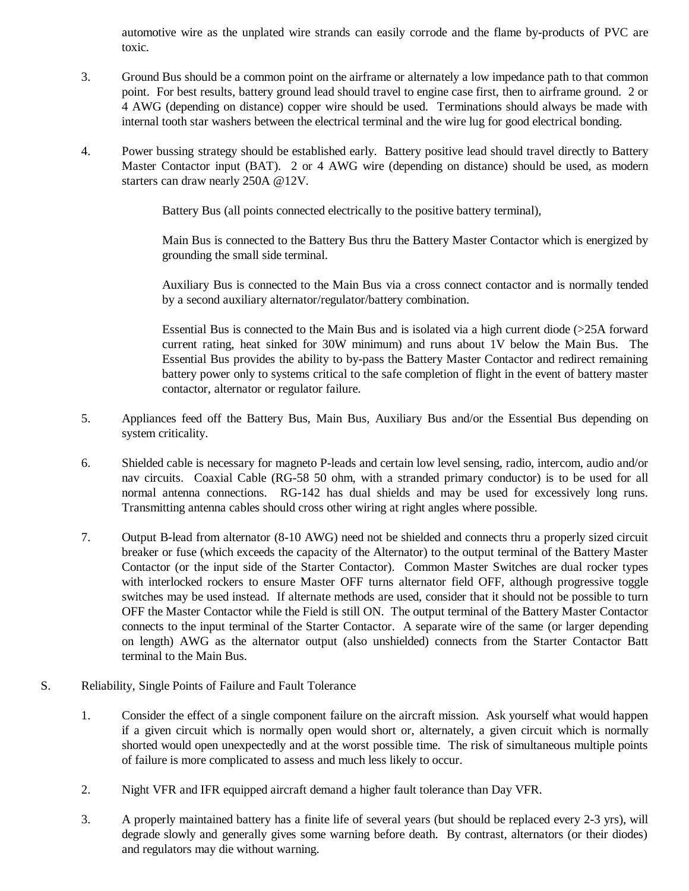automotive wire as the unplated wire strands can easily corrode and the flame by-products of PVC are toxic.

3. Ground Bus should be a common point on the airframe or alternately a low impedance path to that common point. For best results, battery ground lead should travel to engine case first, then to airframe ground. 2 or 4 AWG (depending on distance) copper wire should be used. Terminations should always be made with internal tooth star washers between the electrical terminal and the wire lug for good electrical bonding.

4. Power bussing strategy should be established early. Battery positive lead should travel directly to Battery Master Contactor input (BAT). 2 or 4 AWG wire (depending on distance) should be used, as modern starters can draw nearly 250A @12V.

   Battery Bus (all points connected electrically to the positive battery terminal),

   Main Bus is connected to the Battery Bus thru the Battery Master Contactor which is energized by grounding the small side terminal.

   Auxiliary Bus is connected to the Main Bus via a cross connect contactor and is normally tended by a second auxiliary alternator/regulator/battery combination.

   Essential Bus is connected to the Main Bus and is isolated via a high current diode (>25A forward current rating, heat sinked for 30W minimum) and runs about 1V below the Main Bus. The Essential Bus provides the ability to by-pass the Battery Master Contactor and redirect remaining battery power only to systems critical to the safe completion of flight in the event of battery master contactor, alternator or regulator failure.

5. Appliances feed off the Battery Bus, Main Bus, Auxiliary Bus and/or the Essential Bus depending on system criticality.

6. Shielded cable is necessary for magneto P-leads and certain low level sensing, radio, intercom, audio and/or nav circuits. Coaxial Cable (RG-58 50 ohm, with a stranded primary conductor) is to be used for all normal antenna connections. RG-142 has dual shields and may be used for excessively long runs. Transmitting antenna cables should cross other wiring at right angles where possible.

7. Output B-lead from alternator (8-10 AWG) need not be shielded and connects thru a properly sized circuit breaker or fuse (which exceeds the capacity of the Alternator) to the output terminal of the Battery Master Contactor (or the input side of the Starter Contactor). Common Master Switches are dual rocker types with interlocked rockers to ensure Master OFF turns alternator field OFF, although progressive toggle switches may be used instead. If alternate methods are used, consider that it should not be possible to turn OFF the Master Contactor while the Field is still ON. The output terminal of the Battery Master Contactor connects to the input terminal of the Starter Contactor. A separate wire of the same (or larger depending on length) AWG as the alternator output (also unshielded) connects from the Starter Contactor Batt terminal to the Main Bus.

S. Reliability, Single Points of Failure and Fault Tolerance

1. Consider the effect of a single component failure on the aircraft mission. Ask yourself what would happen if a given circuit which is normally open would short or, alternately, a given circuit which is normally shorted would open unexpectedly and at the worst possible time. The risk of simultaneous multiple points of failure is more complicated to assess and much less likely to occur.

2. Night VFR and IFR equipped aircraft demand a higher fault tolerance than Day VFR.

3. A properly maintained battery has a finite life of several years (but should be replaced every 2-3 yrs), will degrade slowly and generally gives some warning before death. By contrast, alternators (or their diodes) and regulators may die without warning.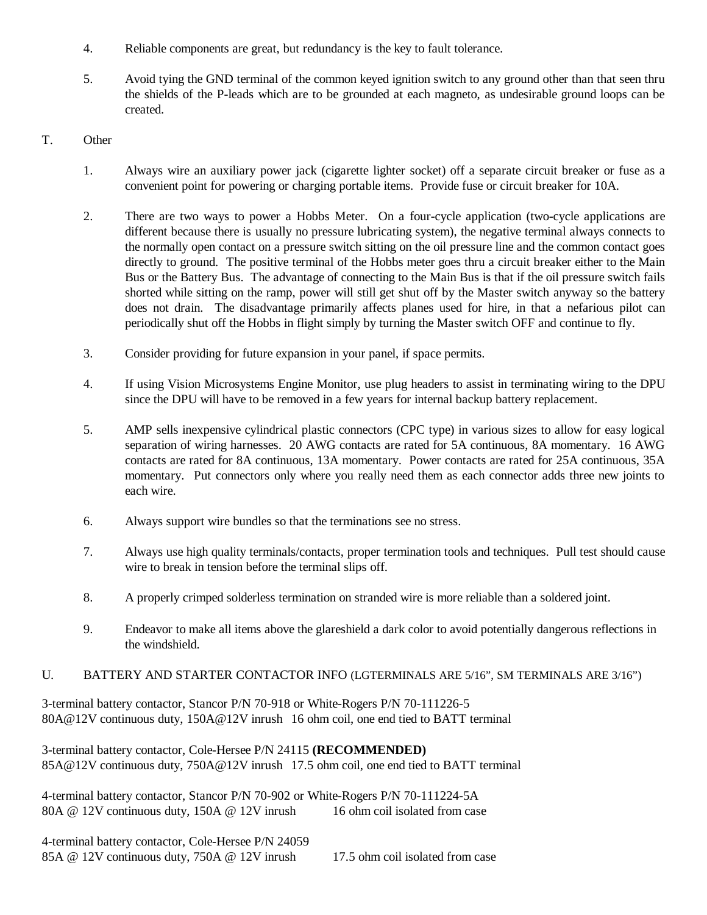4. Reliable components are great, but redundancy is the key to fault tolerance.

5. Avoid tying the GND terminal of the common keyed ignition switch to any ground other than that seen thru the shields of the P-leads which are to be grounded at each magneto, as undesirable ground loops can be created.

T. Other

1. Always wire an auxiliary power jack (cigarette lighter socket) off a separate circuit breaker or fuse as a convenient point for powering or charging portable items. Provide fuse or circuit breaker for 10A.

2. There are two ways to power a Hobbs Meter. On a four-cycle application (two-cycle applications are different because there is usually no pressure lubricating system), the negative terminal always connects to the normally open contact on a pressure switch sitting on the oil pressure line and the common contact goes directly to ground. The positive terminal of the Hobbs meter goes thru a circuit breaker either to the Main Bus or the Battery Bus. The advantage of connecting to the Main Bus is that if the oil pressure switch fails shorted while sitting on the ramp, power will still get shut off by the Master switch anyway so the battery does not drain. The disadvantage primarily affects planes used for hire, in that a nefarious pilot can periodically shut off the Hobbs in flight simply by turning the Master switch OFF and continue to fly.

3. Consider providing for future expansion in your panel, if space permits.

4. If using Vision Microsystems Engine Monitor, use plug headers to assist in terminating wiring to the DPU since the DPU will have to be removed in a few years for internal backup battery replacement.

5. AMP sells inexpensive cylindrical plastic connectors (CPC type) in various sizes to allow for easy logical separation of wiring harnesses. 20 AWG contacts are rated for 5A continuous, 8A momentary. 16 AWG contacts are rated for 8A continuous, 13A momentary. Power contacts are rated for 25A continuous, 35A momentary. Put connectors only where you really need them as each connector adds three new joints to each wire.

6. Always support wire bundles so that the terminations see no stress.

7. Always use high quality terminals/contacts, proper termination tools and techniques. Pull test should cause wire to break in tension before the terminal slips off.

8. A properly crimped solderless termination on stranded wire is more reliable than a soldered joint.

9. Endeavor to make all items above the glareshield a dark color to avoid potentially dangerous reflections in the windshield.

U. BATTERY AND STARTER CONTACTOR INFO (LGTERMINALS ARE 5/16", SM TERMINALS ARE 3/16")

3-terminal battery contactor, Stancor P/N 70-918 or White-Rogers P/N 70-111226-5
80A@12V continuous duty, 150A@12V inrush 16 ohm coil, one end tied to BATT terminal

3-terminal battery contactor, Cole-Hersee P/N 24115 **(RECOMMENDED)**
85A@12V continuous duty, 750A@12V inrush 17.5 ohm coil, one end tied to BATT terminal

4-terminal battery contactor, Stancor P/N 70-902 or White-Rogers P/N 70-111224-5A
80A @ 12V continuous duty, 150A @ 12V inrush 16 ohm coil isolated from case

4-terminal battery contactor, Cole-Hersee P/N 24059
85A @ 12V continuous duty, 750A @ 12V inrush 17.5 ohm coil isolated from case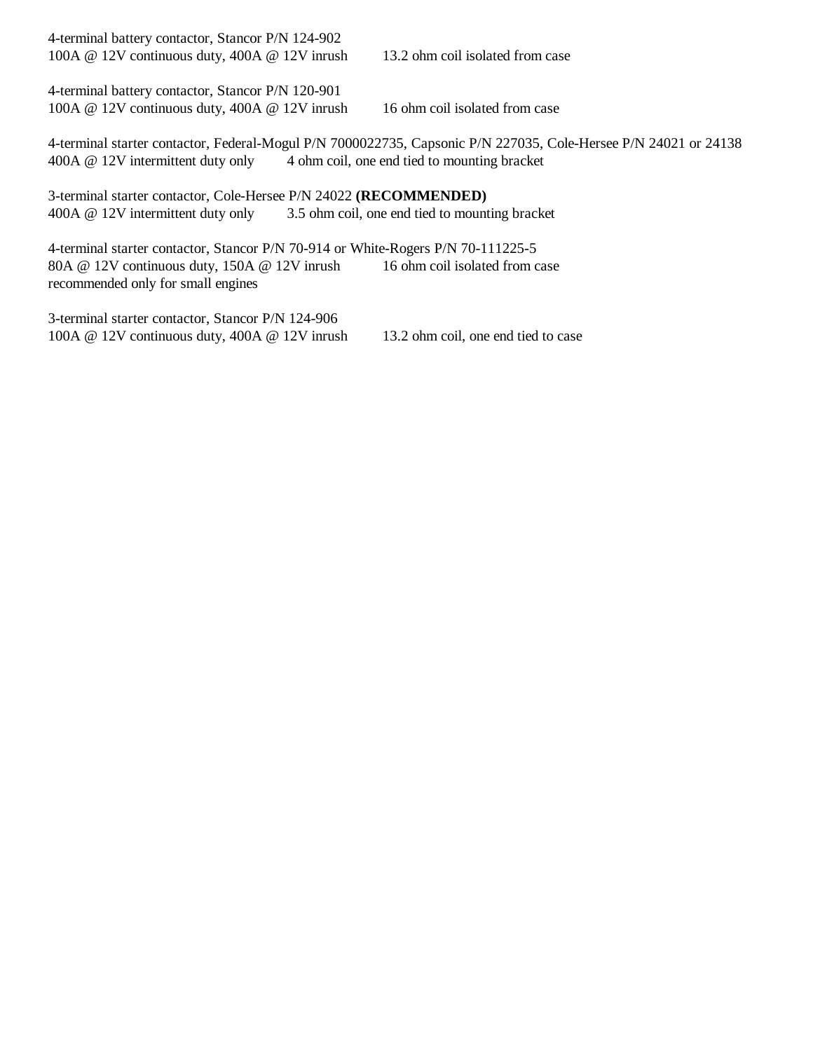4-terminal battery contactor, Stancor P/N 124-902
100A @ 12V continuous duty, 400A @ 12V inrush 13.2 ohm coil isolated from case

4-terminal battery contactor, Stancor P/N 120-901
100A @ 12V continuous duty, 400A @ 12V inrush 16 ohm coil isolated from case

4-terminal starter contactor, Federal-Mogul P/N 7000022735, Capsonic P/N 227035, Cole-Hersee P/N 24021 or 24138
400A @ 12V intermittent duty only 4 ohm coil, one end tied to mounting bracket

3-terminal starter contactor, Cole-Hersee P/N 24022 **(RECOMMENDED)**
400A @ 12V intermittent duty only 3.5 ohm coil, one end tied to mounting bracket

4-terminal starter contactor, Stancor P/N 70-914 or White-Rogers P/N 70-111225-5
80A @ 12V continuous duty, 150A @ 12V inrush 16 ohm coil isolated from case
recommended only for small engines

3-terminal starter contactor, Stancor P/N 124-906
100A @ 12V continuous duty, 400A @ 12V inrush 13.2 ohm coil, one end tied to case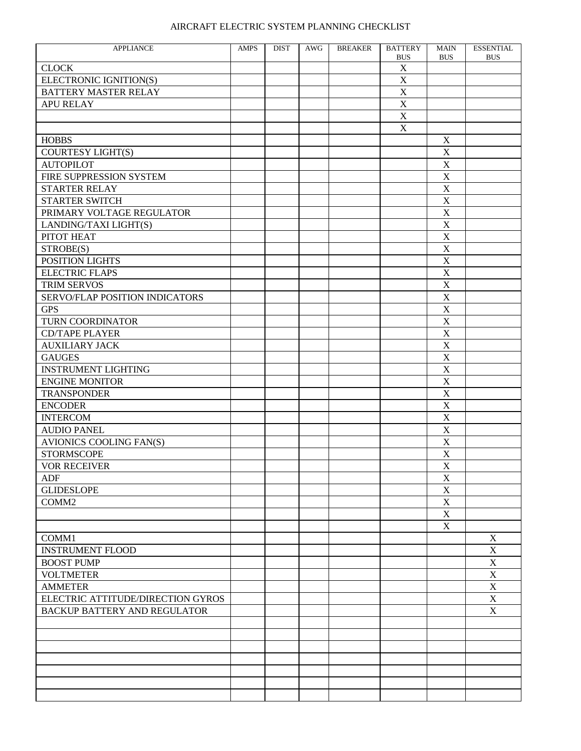AIRCRAFT ELECTRIC SYSTEM PLANNING CHECKLIST

| APPLIANCE | AMPS | DIST | AWG | BREAKER | BATTERY BUS | MAIN BUS | ESSENTIAL BUS |
|---|---|---|---|---|---|---|---|
| CLOCK | | | | | X | | |
| ELECTRONIC IGNITION(S) | | | | | X | | |
| BATTERY MASTER RELAY | | | | | X | | |
| APU RELAY | | | | | X | | |
| | | | | | X | | |
| | | | | | X | | |
| HOBBS | | | | | | X | |
| COURTESY LIGHT(S) | | | | | | X | |
| AUTOPILOT | | | | | | X | |
| FIRE SUPPRESSION SYSTEM | | | | | | X | |
| STARTER RELAY | | | | | | X | |
| STARTER SWITCH | | | | | | X | |
| PRIMARY VOLTAGE REGULATOR | | | | | | X | |
| LANDING/TAXI LIGHT(S) | | | | | | X | |
| PITOT HEAT | | | | | | X | |
| STROBE(S) | | | | | | X | |
| POSITION LIGHTS | | | | | | X | |
| ELECTRIC FLAPS | | | | | | X | |
| TRIM SERVOS | | | | | | X | |
| SERVO/FLAP POSITION INDICATORS | | | | | | X | |
| GPS | | | | | | X | |
| TURN COORDINATOR | | | | | | X | |
| CD/TAPE PLAYER | | | | | | X | |
| AUXILIARY JACK | | | | | | X | |
| GAUGES | | | | | | X | |
| INSTRUMENT LIGHTING | | | | | | X | |
| ENGINE MONITOR | | | | | | X | |
| TRANSPONDER | | | | | | X | |
| ENCODER | | | | | | X | |
| INTERCOM | | | | | | X | |
| AUDIO PANEL | | | | | | X | |
| AVIONICS COOLING FAN(S) | | | | | | X | |
| STORMSCOPE | | | | | | X | |
| VOR RECEIVER | | | | | | X | |
| ADF | | | | | | X | |
| GLIDESLOPE | | | | | | X | |
| COMM2 | | | | | | X | |
| | | | | | | X | |
| | | | | | | X | |
| COMM1 | | | | | | | X |
| INSTRUMENT FLOOD | | | | | | | X |
| BOOST PUMP | | | | | | | X |
| VOLTMETER | | | | | | | X |
| AMMETER | | | | | | | X |
| ELECTRIC ATTITUDE/DIRECTION GYROS | | | | | | | X |
| BACKUP BATTERY AND REGULATOR | | | | | | | X |
| | | | | | | | |
| | | | | | | | |
| | | | | | | | |
| | | | | | | | |
| | | | | | | | |
| | | | | | | | |
| | | | | | | | |